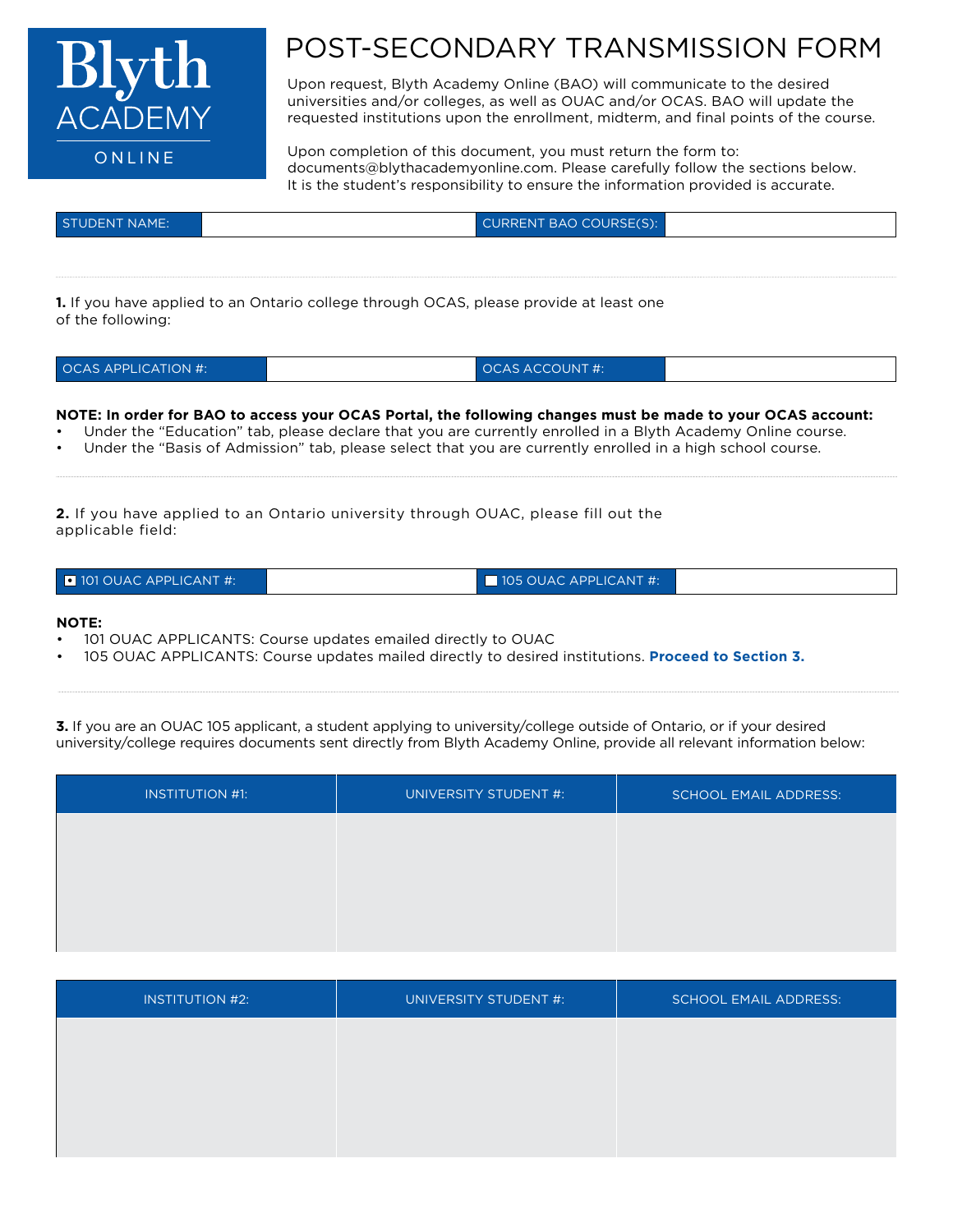Blyth ACADEMY ONLINE

# POST-SECONDARY TRANSMISSION FORM

Upon request, Blyth Academy Online (BAO) will communicate to the desired universities and/or colleges, as well as OUAC and/or OCAS. BAO will update the requested institutions upon the enrollment, midterm, and final points of the course.

Upon completion of this document, you must return the form to: documents@blythacademyonline.com. Please carefully follow the sections below. It is the student's responsibility to ensure the information provided is accurate.

| STUDENT NAME: | | CURRENT BAO COURSE(S): | |
|---|---|---|---|

**1.** If you have applied to an Ontario college through OCAS, please provide at least one of the following:

| OCAS APPLICATION #: | | OCAS ACCOUNT #: | |
|---|---|---|---|

**NOTE: In order for BAO to access your OCAS Portal, the following changes must be made to your OCAS account:**

- Under the "Education" tab, please declare that you are currently enrolled in a Blyth Academy Online course.
- Under the "Basis of Admission" tab, please select that you are currently enrolled in a high school course.

**2.** If you have applied to an Ontario university through OUAC, please fill out the applicable field:

| ☐ 101 OUAC APPLICANT #: | | ☐ 105 OUAC APPLICANT #: | |
|---|---|---|---|

**NOTE:**

- 101 OUAC APPLICANTS: Course updates emailed directly to OUAC
- 105 OUAC APPLICANTS: Course updates mailed directly to desired institutions. **Proceed to Section 3.**

**3.** If you are an OUAC 105 applicant, a student applying to university/college outside of Ontario, or if your desired university/college requires documents sent directly from Blyth Academy Online, provide all relevant information below:

| INSTITUTION #1: | UNIVERSITY STUDENT #: | SCHOOL EMAIL ADDRESS: |
|---|---|---|
| | | |

| INSTITUTION #2: | UNIVERSITY STUDENT #: | SCHOOL EMAIL ADDRESS: |
|---|---|---|
| | | |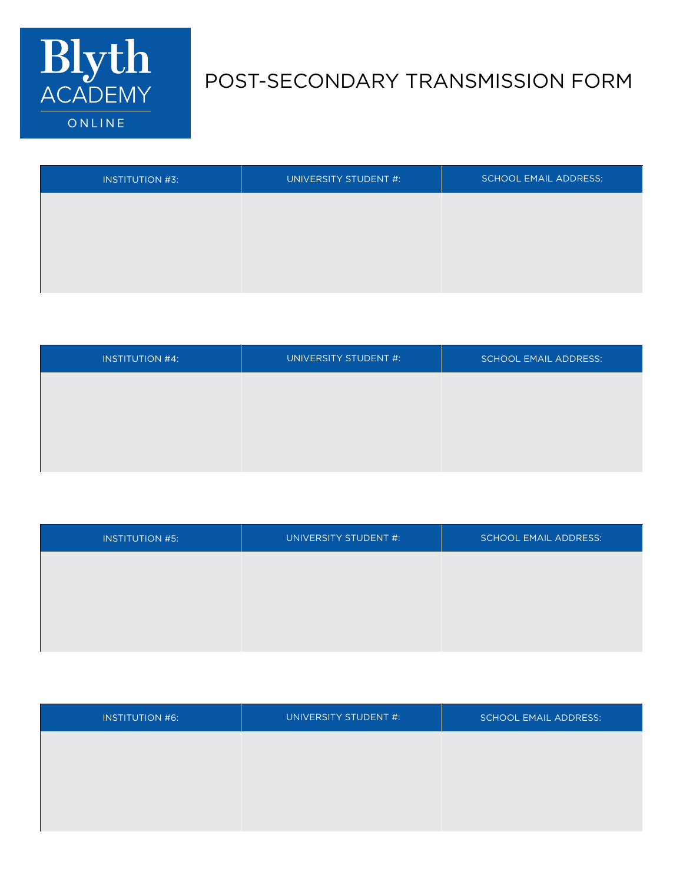Blyth ACADEMY ONLINE

# POST-SECONDARY TRANSMISSION FORM

| INSTITUTION #3: | UNIVERSITY STUDENT #: | SCHOOL EMAIL ADDRESS: |
| --- | --- | --- |
| | | |

| INSTITUTION #4: | UNIVERSITY STUDENT #: | SCHOOL EMAIL ADDRESS: |
| --- | --- | --- |
| | | |

| INSTITUTION #5: | UNIVERSITY STUDENT #: | SCHOOL EMAIL ADDRESS: |
| --- | --- | --- |
| | | |

| INSTITUTION #6: | UNIVERSITY STUDENT #: | SCHOOL EMAIL ADDRESS: |
| --- | --- | --- |
| | | |